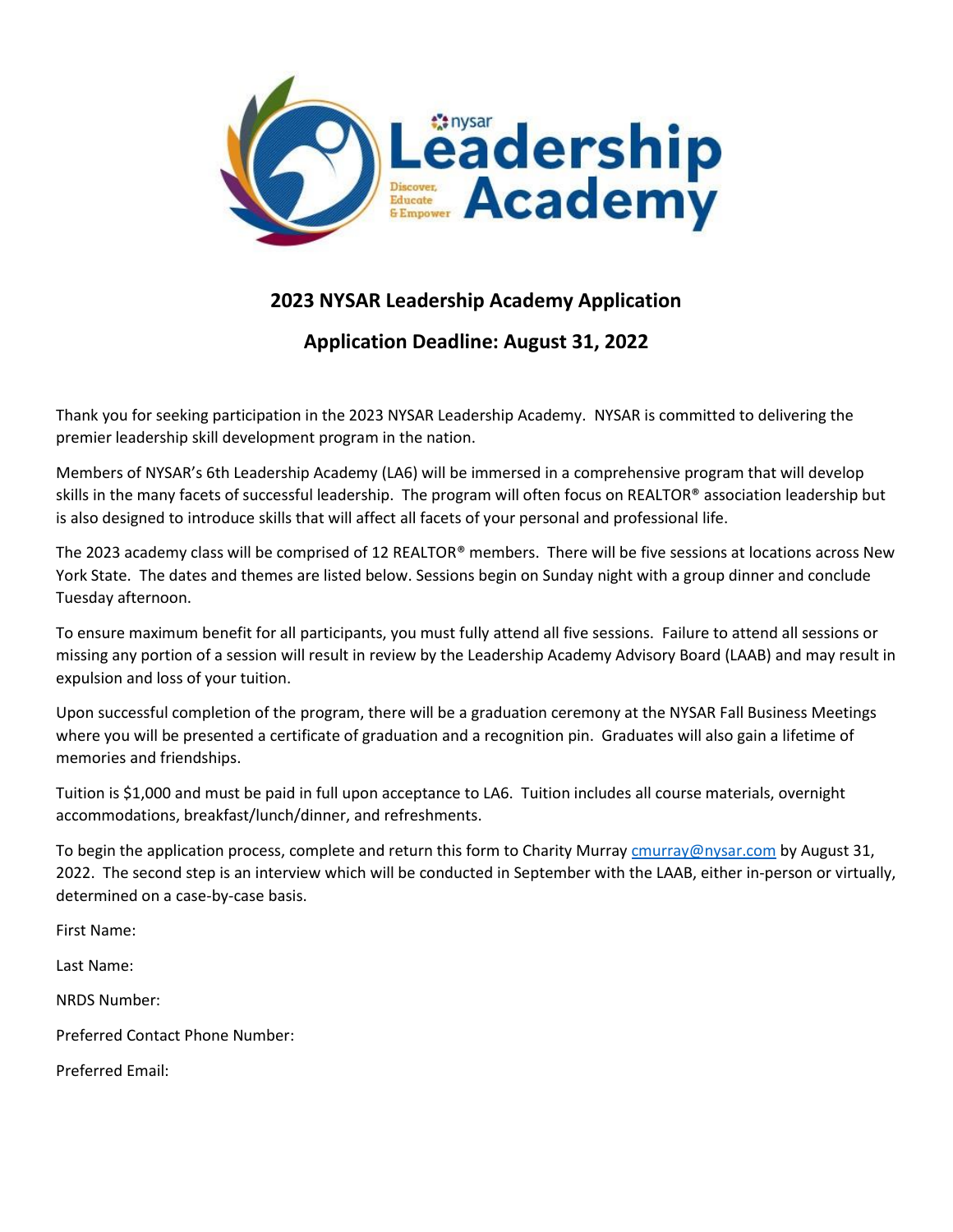## 2023 NYSAR Leadership Academy Application

## Application Deadline: August 31, 2022

Thank you for seeking participation in the 2023 NYSAR Leadership Academy. NYSAR is committed to delivering the premier leadership skill development program in the nation.

Members of NYSAR's 6th Leadership Academy (LA6) will be immersed in a comprehensive program that will develop skills in the many facets of successful leadership. The program will often focus on REALTOR® association leadership but is also designed to introduce skills that will affect all facets of your personal and professional life.

The 2023 academy class will be comprised of 12 REALTOR® members. There will be five sessions at locations across New York State. The dates and themes are listed below. Sessions begin on Sunday night with a group dinner and conclude Tuesday afternoon.

To ensure maximum benefit for all participants, you must fully attend all five sessions. Failure to attend all sessions or missing any portion of a session will result in review by the Leadership Academy Advisory Board (LAAB) and may result in expulsion and loss of your tuition.

Upon successful completion of the program, there will be a graduation ceremony at the NYSAR Fall Business Meetings where you will be presented a certificate of graduation and a recognition pin. Graduates will also gain a lifetime of memories and friendships.

Tuition is $1,000 and must be paid in full upon acceptance to LA6. Tuition includes all course materials, overnight accommodations, breakfast/lunch/dinner, and refreshments.

To begin the application process, complete and return this form to Charity Murray cmurray@nysar.com by August 31, 2022. The second step is an interview which will be conducted in September with the LAAB, either in-person or virtually, determined on a case-by-case basis.

First Name:

Last Name:

NRDS Number:

Preferred Contact Phone Number:

Preferred Email: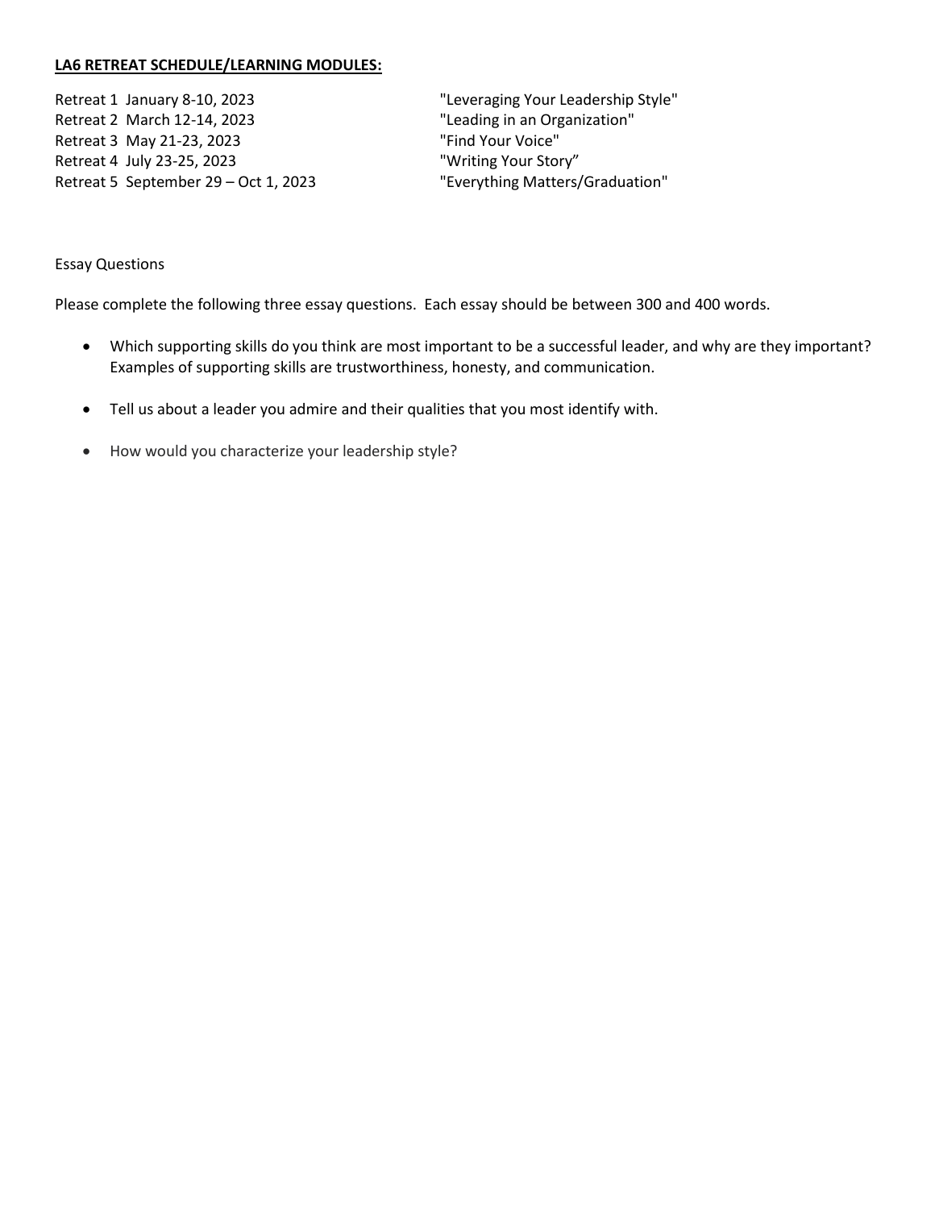**<u>LA6 RETREAT SCHEDULE/LEARNING MODULES:</u>**

| | |
|---|---|
| Retreat 1 January 8-10, 2023 | "Leveraging Your Leadership Style" |
| Retreat 2 March 12-14, 2023 | "Leading in an Organization" |
| Retreat 3 May 21-23, 2023 | "Find Your Voice" |
| Retreat 4 July 23-25, 2023 | "Writing Your Story" |
| Retreat 5 September 29 – Oct 1, 2023 | "Everything Matters/Graduation" |

Essay Questions

Please complete the following three essay questions. Each essay should be between 300 and 400 words.

- Which supporting skills do you think are most important to be a successful leader, and why are they important? Examples of supporting skills are trustworthiness, honesty, and communication.
- Tell us about a leader you admire and their qualities that you most identify with.
- How would you characterize your leadership style?